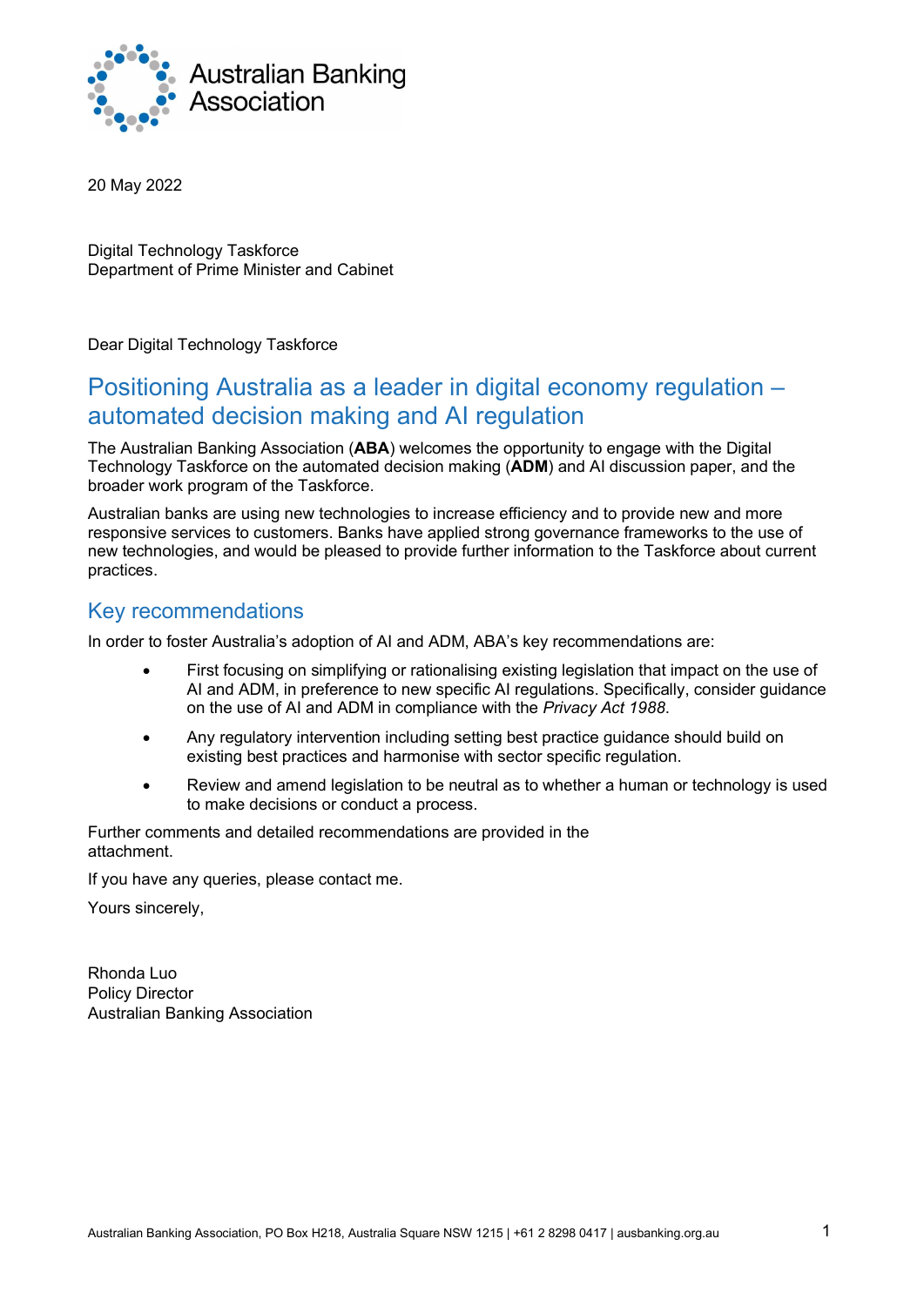Australian Banking Association

20 May 2022

Digital Technology Taskforce
Department of Prime Minister and Cabinet

Dear Digital Technology Taskforce

# Positioning Australia as a leader in digital economy regulation – automated decision making and AI regulation

The Australian Banking Association (**ABA**) welcomes the opportunity to engage with the Digital Technology Taskforce on the automated decision making (**ADM**) and AI discussion paper, and the broader work program of the Taskforce.

Australian banks are using new technologies to increase efficiency and to provide new and more responsive services to customers. Banks have applied strong governance frameworks to the use of new technologies, and would be pleased to provide further information to the Taskforce about current practices.

## Key recommendations

In order to foster Australia's adoption of AI and ADM, ABA's key recommendations are:

- First focusing on simplifying or rationalising existing legislation that impact on the use of AI and ADM, in preference to new specific AI regulations. Specifically, consider guidance on the use of AI and ADM in compliance with the *Privacy Act 1988*.
- Any regulatory intervention including setting best practice guidance should build on existing best practices and harmonise with sector specific regulation.
- Review and amend legislation to be neutral as to whether a human or technology is used to make decisions or conduct a process.

Further comments and detailed recommendations are provided in the attachment.

If you have any queries, please contact me.

Yours sincerely,

Rhonda Luo
Policy Director
Australian Banking Association

Australian Banking Association, PO Box H218, Australia Square NSW 1215 | +61 2 8298 0417 | ausbanking.org.au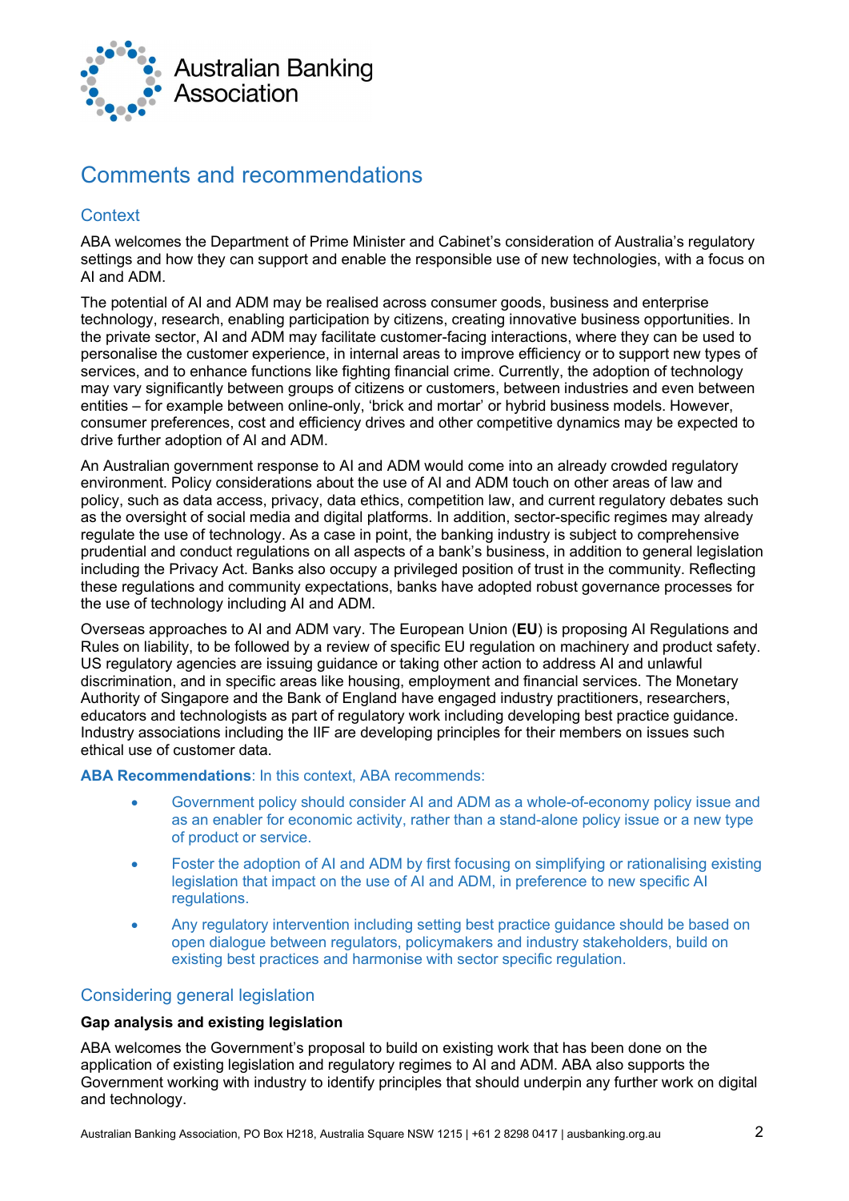# Comments and recommendations

## Context

ABA welcomes the Department of Prime Minister and Cabinet's consideration of Australia's regulatory settings and how they can support and enable the responsible use of new technologies, with a focus on AI and ADM.

The potential of AI and ADM may be realised across consumer goods, business and enterprise technology, research, enabling participation by citizens, creating innovative business opportunities. In the private sector, AI and ADM may facilitate customer-facing interactions, where they can be used to personalise the customer experience, in internal areas to improve efficiency or to support new types of services, and to enhance functions like fighting financial crime. Currently, the adoption of technology may vary significantly between groups of citizens or customers, between industries and even between entities – for example between online-only, 'brick and mortar' or hybrid business models. However, consumer preferences, cost and efficiency drives and other competitive dynamics may be expected to drive further adoption of AI and ADM.

An Australian government response to AI and ADM would come into an already crowded regulatory environment. Policy considerations about the use of AI and ADM touch on other areas of law and policy, such as data access, privacy, data ethics, competition law, and current regulatory debates such as the oversight of social media and digital platforms. In addition, sector-specific regimes may already regulate the use of technology. As a case in point, the banking industry is subject to comprehensive prudential and conduct regulations on all aspects of a bank's business, in addition to general legislation including the Privacy Act. Banks also occupy a privileged position of trust in the community. Reflecting these regulations and community expectations, banks have adopted robust governance processes for the use of technology including AI and ADM.

Overseas approaches to AI and ADM vary. The European Union (**EU**) is proposing AI Regulations and Rules on liability, to be followed by a review of specific EU regulation on machinery and product safety. US regulatory agencies are issuing guidance or taking other action to address AI and unlawful discrimination, and in specific areas like housing, employment and financial services. The Monetary Authority of Singapore and the Bank of England have engaged industry practitioners, researchers, educators and technologists as part of regulatory work including developing best practice guidance. Industry associations including the IIF are developing principles for their members on issues such ethical use of customer data.

**ABA Recommendations**: In this context, ABA recommends:

- Government policy should consider AI and ADM as a whole-of-economy policy issue and as an enabler for economic activity, rather than a stand-alone policy issue or a new type of product or service.
- Foster the adoption of AI and ADM by first focusing on simplifying or rationalising existing legislation that impact on the use of AI and ADM, in preference to new specific AI regulations.
- Any regulatory intervention including setting best practice guidance should be based on open dialogue between regulators, policymakers and industry stakeholders, build on existing best practices and harmonise with sector specific regulation.

## Considering general legislation

**Gap analysis and existing legislation**

ABA welcomes the Government's proposal to build on existing work that has been done on the application of existing legislation and regulatory regimes to AI and ADM. ABA also supports the Government working with industry to identify principles that should underpin any further work on digital and technology.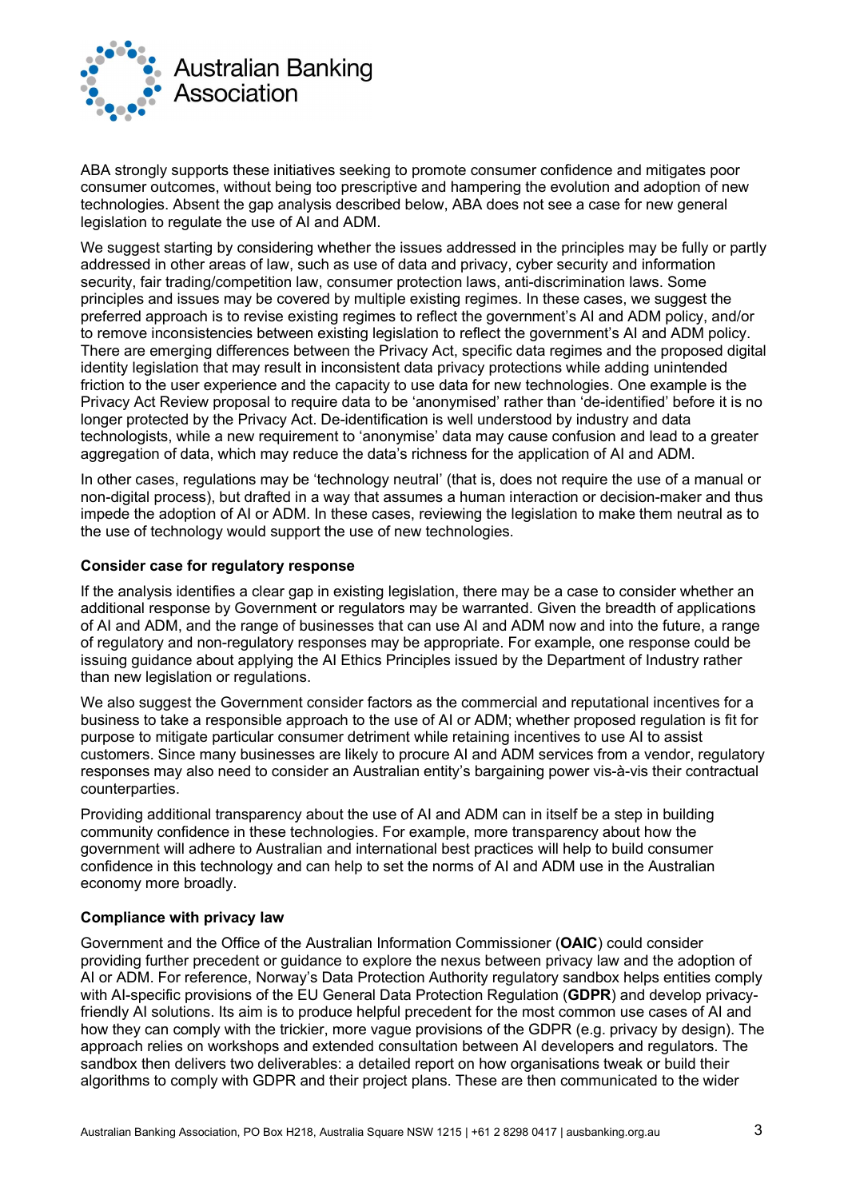ABA strongly supports these initiatives seeking to promote consumer confidence and mitigates poor consumer outcomes, without being too prescriptive and hampering the evolution and adoption of new technologies. Absent the gap analysis described below, ABA does not see a case for new general legislation to regulate the use of AI and ADM.

We suggest starting by considering whether the issues addressed in the principles may be fully or partly addressed in other areas of law, such as use of data and privacy, cyber security and information security, fair trading/competition law, consumer protection laws, anti-discrimination laws. Some principles and issues may be covered by multiple existing regimes. In these cases, we suggest the preferred approach is to revise existing regimes to reflect the government's AI and ADM policy, and/or to remove inconsistencies between existing legislation to reflect the government's AI and ADM policy. There are emerging differences between the Privacy Act, specific data regimes and the proposed digital identity legislation that may result in inconsistent data privacy protections while adding unintended friction to the user experience and the capacity to use data for new technologies. One example is the Privacy Act Review proposal to require data to be 'anonymised' rather than 'de-identified' before it is no longer protected by the Privacy Act. De-identification is well understood by industry and data technologists, while a new requirement to 'anonymise' data may cause confusion and lead to a greater aggregation of data, which may reduce the data's richness for the application of AI and ADM.

In other cases, regulations may be 'technology neutral' (that is, does not require the use of a manual or non-digital process), but drafted in a way that assumes a human interaction or decision-maker and thus impede the adoption of AI or ADM. In these cases, reviewing the legislation to make them neutral as to the use of technology would support the use of new technologies.

**Consider case for regulatory response**

If the analysis identifies a clear gap in existing legislation, there may be a case to consider whether an additional response by Government or regulators may be warranted. Given the breadth of applications of AI and ADM, and the range of businesses that can use AI and ADM now and into the future, a range of regulatory and non-regulatory responses may be appropriate. For example, one response could be issuing guidance about applying the AI Ethics Principles issued by the Department of Industry rather than new legislation or regulations.

We also suggest the Government consider factors as the commercial and reputational incentives for a business to take a responsible approach to the use of AI or ADM; whether proposed regulation is fit for purpose to mitigate particular consumer detriment while retaining incentives to use AI to assist customers. Since many businesses are likely to procure AI and ADM services from a vendor, regulatory responses may also need to consider an Australian entity's bargaining power vis-à-vis their contractual counterparties.

Providing additional transparency about the use of AI and ADM can in itself be a step in building community confidence in these technologies. For example, more transparency about how the government will adhere to Australian and international best practices will help to build consumer confidence in this technology and can help to set the norms of AI and ADM use in the Australian economy more broadly.

**Compliance with privacy law**

Government and the Office of the Australian Information Commissioner (**OAIC**) could consider providing further precedent or guidance to explore the nexus between privacy law and the adoption of AI or ADM. For reference, Norway's Data Protection Authority regulatory sandbox helps entities comply with AI-specific provisions of the EU General Data Protection Regulation (**GDPR**) and develop privacy-friendly AI solutions. Its aim is to produce helpful precedent for the most common use cases of AI and how they can comply with the trickier, more vague provisions of the GDPR (e.g. privacy by design). The approach relies on workshops and extended consultation between AI developers and regulators. The sandbox then delivers two deliverables: a detailed report on how organisations tweak or build their algorithms to comply with GDPR and their project plans. These are then communicated to the wider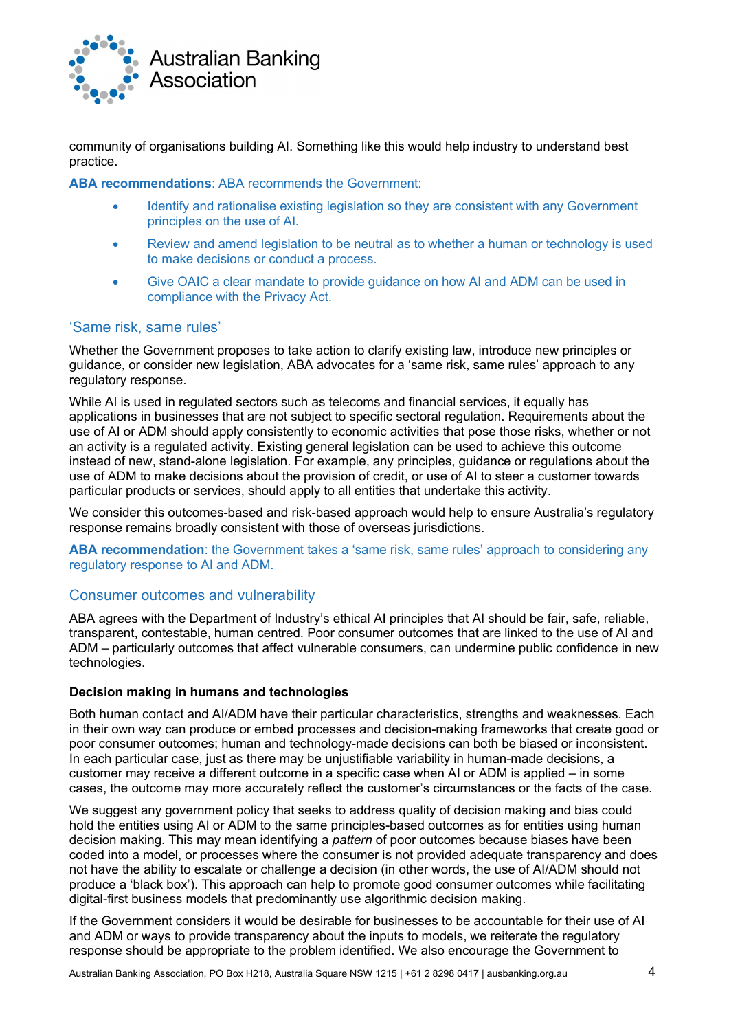community of organisations building AI. Something like this would help industry to understand best practice.

**ABA recommendations**: ABA recommends the Government:

- Identify and rationalise existing legislation so they are consistent with any Government principles on the use of AI.
- Review and amend legislation to be neutral as to whether a human or technology is used to make decisions or conduct a process.
- Give OAIC a clear mandate to provide guidance on how AI and ADM can be used in compliance with the Privacy Act.

## 'Same risk, same rules'

Whether the Government proposes to take action to clarify existing law, introduce new principles or guidance, or consider new legislation, ABA advocates for a 'same risk, same rules' approach to any regulatory response.

While AI is used in regulated sectors such as telecoms and financial services, it equally has applications in businesses that are not subject to specific sectoral regulation. Requirements about the use of AI or ADM should apply consistently to economic activities that pose those risks, whether or not an activity is a regulated activity. Existing general legislation can be used to achieve this outcome instead of new, stand-alone legislation. For example, any principles, guidance or regulations about the use of ADM to make decisions about the provision of credit, or use of AI to steer a customer towards particular products or services, should apply to all entities that undertake this activity.

We consider this outcomes-based and risk-based approach would help to ensure Australia's regulatory response remains broadly consistent with those of overseas jurisdictions.

**ABA recommendation**: the Government takes a 'same risk, same rules' approach to considering any regulatory response to AI and ADM.

## Consumer outcomes and vulnerability

ABA agrees with the Department of Industry's ethical AI principles that AI should be fair, safe, reliable, transparent, contestable, human centred. Poor consumer outcomes that are linked to the use of AI and ADM – particularly outcomes that affect vulnerable consumers, can undermine public confidence in new technologies.

**Decision making in humans and technologies**

Both human contact and AI/ADM have their particular characteristics, strengths and weaknesses. Each in their own way can produce or embed processes and decision-making frameworks that create good or poor consumer outcomes; human and technology-made decisions can both be biased or inconsistent. In each particular case, just as there may be unjustifiable variability in human-made decisions, a customer may receive a different outcome in a specific case when AI or ADM is applied – in some cases, the outcome may more accurately reflect the customer's circumstances or the facts of the case.

We suggest any government policy that seeks to address quality of decision making and bias could hold the entities using AI or ADM to the same principles-based outcomes as for entities using human decision making. This may mean identifying a *pattern* of poor outcomes because biases have been coded into a model, or processes where the consumer is not provided adequate transparency and does not have the ability to escalate or challenge a decision (in other words, the use of AI/ADM should not produce a 'black box'). This approach can help to promote good consumer outcomes while facilitating digital-first business models that predominantly use algorithmic decision making.

If the Government considers it would be desirable for businesses to be accountable for their use of AI and ADM or ways to provide transparency about the inputs to models, we reiterate the regulatory response should be appropriate to the problem identified. We also encourage the Government to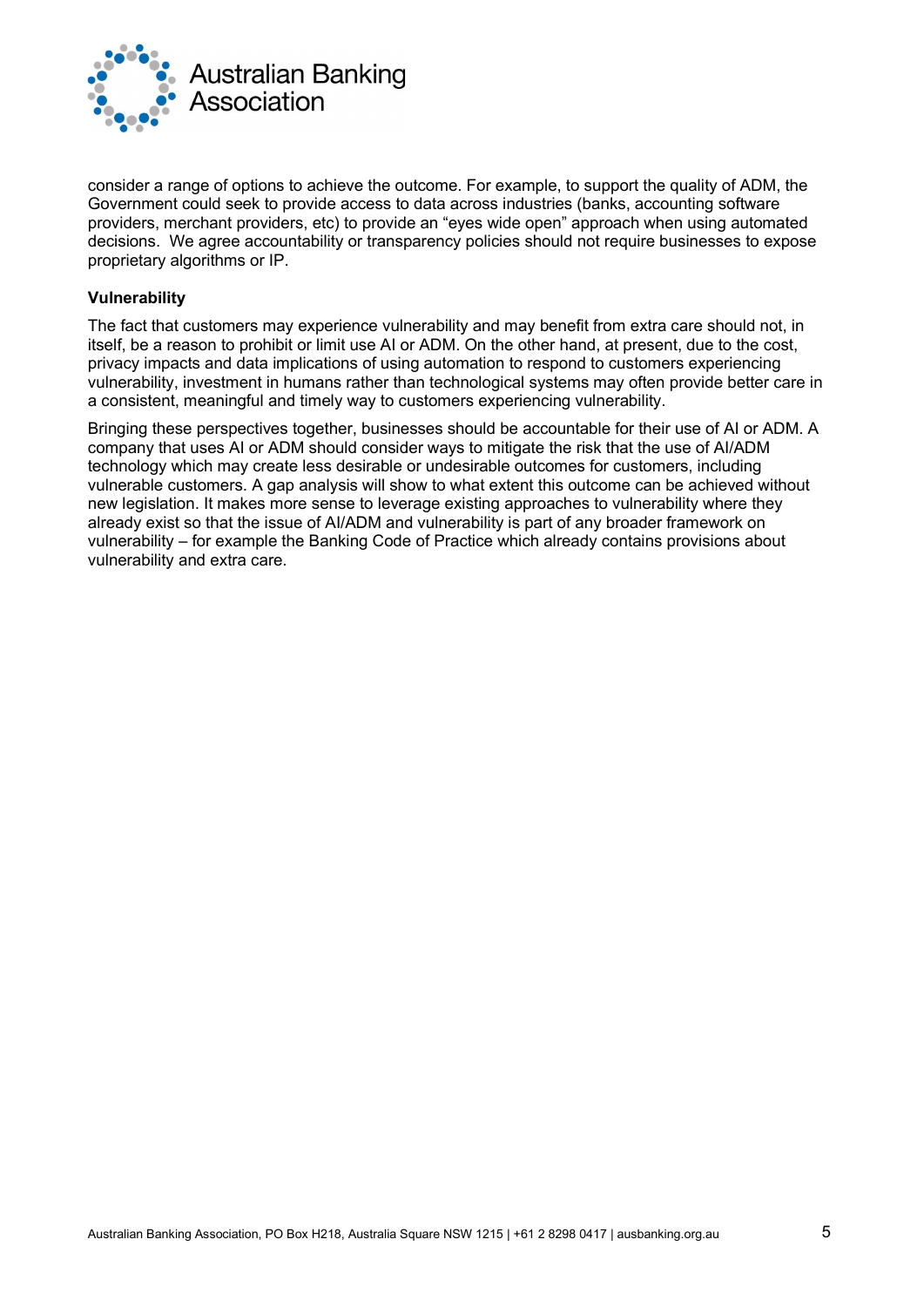consider a range of options to achieve the outcome. For example, to support the quality of ADM, the Government could seek to provide access to data across industries (banks, accounting software providers, merchant providers, etc) to provide an "eyes wide open" approach when using automated decisions. We agree accountability or transparency policies should not require businesses to expose proprietary algorithms or IP.

**Vulnerability**

The fact that customers may experience vulnerability and may benefit from extra care should not, in itself, be a reason to prohibit or limit use AI or ADM. On the other hand, at present, due to the cost, privacy impacts and data implications of using automation to respond to customers experiencing vulnerability, investment in humans rather than technological systems may often provide better care in a consistent, meaningful and timely way to customers experiencing vulnerability.

Bringing these perspectives together, businesses should be accountable for their use of AI or ADM. A company that uses AI or ADM should consider ways to mitigate the risk that the use of AI/ADM technology which may create less desirable or undesirable outcomes for customers, including vulnerable customers. A gap analysis will show to what extent this outcome can be achieved without new legislation. It makes more sense to leverage existing approaches to vulnerability where they already exist so that the issue of AI/ADM and vulnerability is part of any broader framework on vulnerability – for example the Banking Code of Practice which already contains provisions about vulnerability and extra care.